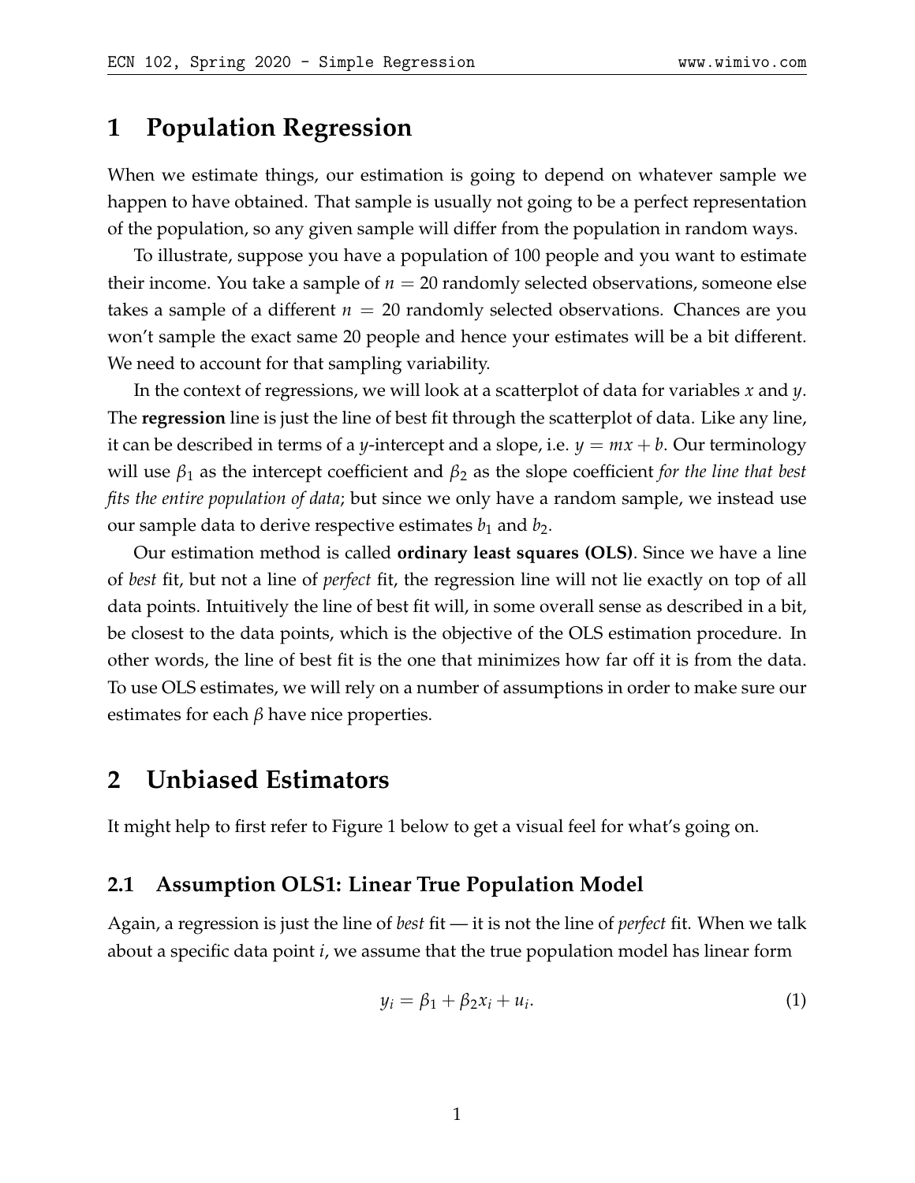# 1 Population Regression

When we estimate things, our estimation is going to depend on whatever sample we happen to have obtained. That sample is usually not going to be a perfect representation of the population, so any given sample will differ from the population in random ways.

To illustrate, suppose you have a population of 100 people and you want to estimate their income. You take a sample of $n = 20$ randomly selected observations, someone else takes a sample of a different $n = 20$ randomly selected observations. Chances are you won't sample the exact same 20 people and hence your estimates will be a bit different. We need to account for that sampling variability.

In the context of regressions, we will look at a scatterplot of data for variables $x$ and $y$. The **regression** line is just the line of best fit through the scatterplot of data. Like any line, it can be described in terms of a $y$-intercept and a slope, i.e. $y = mx + b$. Our terminology will use $\beta_1$ as the intercept coefficient and $\beta_2$ as the slope coefficient *for the line that best fits the entire population of data*; but since we only have a random sample, we instead use our sample data to derive respective estimates $b_1$ and $b_2$.

Our estimation method is called **ordinary least squares (OLS)**. Since we have a line of *best* fit, but not a line of *perfect* fit, the regression line will not lie exactly on top of all data points. Intuitively the line of best fit will, in some overall sense as described in a bit, be closest to the data points, which is the objective of the OLS estimation procedure. In other words, the line of best fit is the one that minimizes how far off it is from the data. To use OLS estimates, we will rely on a number of assumptions in order to make sure our estimates for each $\beta$ have nice properties.

# 2 Unbiased Estimators

It might help to first refer to Figure 1 below to get a visual feel for what's going on.

## 2.1 Assumption OLS1: Linear True Population Model

Again, a regression is just the line of *best* fit — it is not the line of *perfect* fit. When we talk about a specific data point $i$, we assume that the true population model has linear form

$$y_i = \beta_1 + \beta_2 x_i + u_i. \tag{1}$$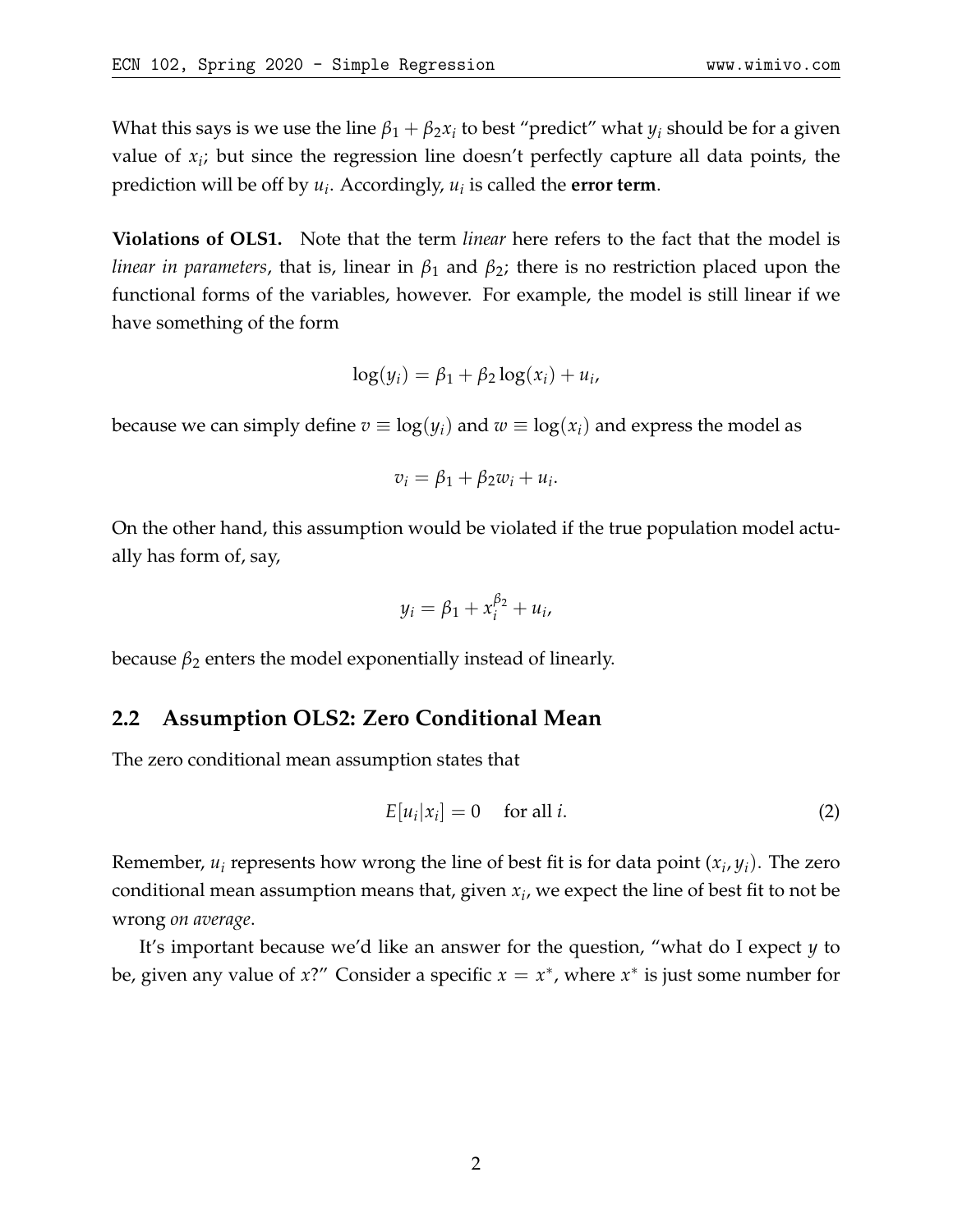What this says is we use the line $\beta_1 + \beta_2 x_i$ to best "predict" what $y_i$ should be for a given value of $x_i$; but since the regression line doesn't perfectly capture all data points, the prediction will be off by $u_i$. Accordingly, $u_i$ is called the **error term**.

**Violations of OLS1.** Note that the term *linear* here refers to the fact that the model is *linear in parameters*, that is, linear in $\beta_1$ and $\beta_2$; there is no restriction placed upon the functional forms of the variables, however. For example, the model is still linear if we have something of the form

$$\log(y_i) = \beta_1 + \beta_2 \log(x_i) + u_i,$$

because we can simply define $v \equiv \log(y_i)$ and $w \equiv \log(x_i)$ and express the model as

$$v_i = \beta_1 + \beta_2 w_i + u_i.$$

On the other hand, this assumption would be violated if the true population model actually has form of, say,

$$y_i = \beta_1 + x_i^{\beta_2} + u_i,$$

because $\beta_2$ enters the model exponentially instead of linearly.

## 2.2 Assumption OLS2: Zero Conditional Mean

The zero conditional mean assumption states that

$$E[u_i | x_i] = 0 \quad \text{for all } i. \tag{2}$$

Remember, $u_i$ represents how wrong the line of best fit is for data point $(x_i, y_i)$. The zero conditional mean assumption means that, given $x_i$, we expect the line of best fit to not be wrong *on average*.

It's important because we'd like an answer for the question, "what do I expect $y$ to be, given any value of $x$?" Consider a specific $x = x^*$, where $x^*$ is just some number for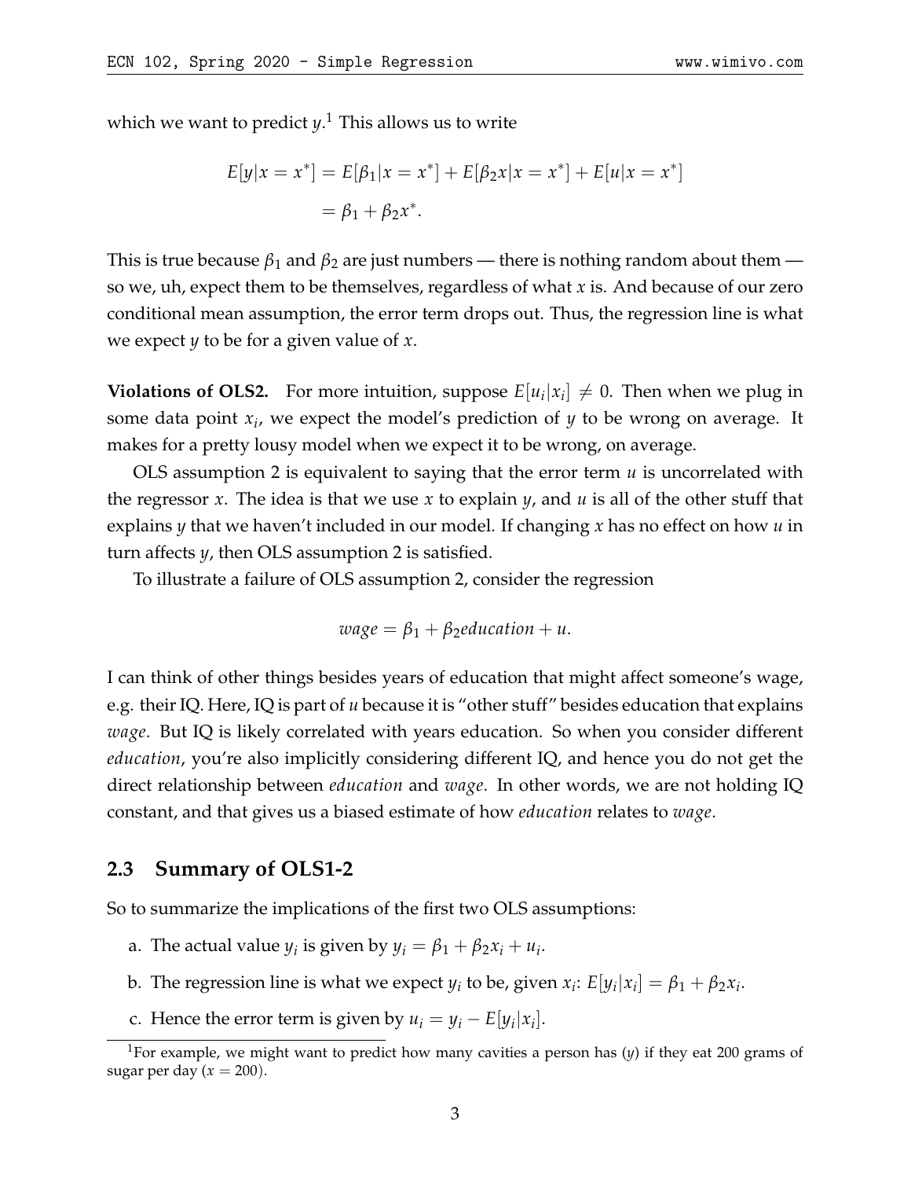which we want to predict $y$.[1] This allows us to write

$$
\begin{aligned}
E[y|x = x^*] &= E[\beta_1 | x = x^*] + E[\beta_2 x | x = x^*] + E[u | x = x^*] \\
&= \beta_1 + \beta_2 x^*.
\end{aligned}
$$

This is true because $\beta_1$ and $\beta_2$ are just numbers — there is nothing random about them — so we, uh, expect them to be themselves, regardless of what $x$ is. And because of our zero conditional mean assumption, the error term drops out. Thus, the regression line is what we expect $y$ to be for a given value of $x$.

**Violations of OLS2.** For more intuition, suppose $E[u_i|x_i] \neq 0$. Then when we plug in some data point $x_i$, we expect the model's prediction of $y$ to be wrong on average. It makes for a pretty lousy model when we expect it to be wrong, on average.

OLS assumption 2 is equivalent to saying that the error term $u$ is uncorrelated with the regressor $x$. The idea is that we use $x$ to explain $y$, and $u$ is all of the other stuff that explains $y$ that we haven't included in our model. If changing $x$ has no effect on how $u$ in turn affects $y$, then OLS assumption 2 is satisfied.

To illustrate a failure of OLS assumption 2, consider the regression

$$
wage = \beta_1 + \beta_2 education + u.
$$

I can think of other things besides years of education that might affect someone's wage, e.g. their IQ. Here, IQ is part of $u$ because it is "other stuff" besides education that explains *wage*. But IQ is likely correlated with years education. So when you consider different *education*, you're also implicitly considering different IQ, and hence you do not get the direct relationship between *education* and *wage*. In other words, we are not holding IQ constant, and that gives us a biased estimate of how *education* relates to *wage*.

## 2.3 Summary of OLS1-2

So to summarize the implications of the first two OLS assumptions:

a. The actual value $y_i$ is given by $y_i = \beta_1 + \beta_2 x_i + u_i$.

b. The regression line is what we expect $y_i$ to be, given $x_i$: $E[y_i|x_i] = \beta_1 + \beta_2 x_i$.

c. Hence the error term is given by $u_i = y_i - E[y_i|x_i]$.

[1] For example, we might want to predict how many cavities a person has ($y$) if they eat 200 grams of sugar per day ($x = 200$).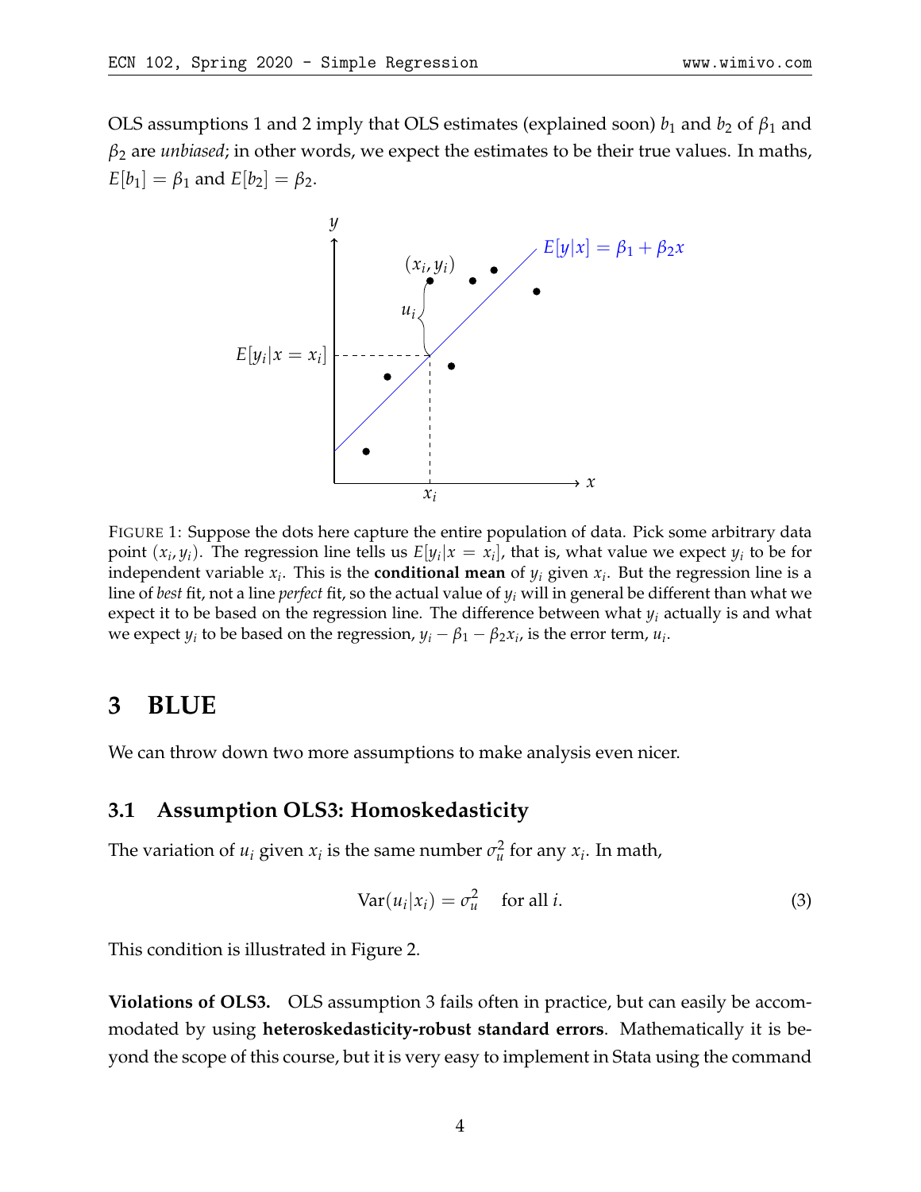OLS assumptions 1 and 2 imply that OLS estimates (explained soon) $b_1$ and $b_2$ of $\beta_1$ and $\beta_2$ are *unbiased*; in other words, we expect the estimates to be their true values. In maths, $E[b_1] = \beta_1$ and $E[b_2] = \beta_2$.

FIGURE 1: Suppose the dots here capture the entire population of data. Pick some arbitrary data point $(x_i, y_i)$. The regression line tells us $E[y_i|x = x_i]$, that is, what value we expect $y_i$ to be for independent variable $x_i$. This is the **conditional mean** of $y_i$ given $x_i$. But the regression line is a line of *best* fit, not a line *perfect* fit, so the actual value of $y_i$ will in general be different than what we expect it to be based on the regression line. The difference between what $y_i$ actually is and what we expect $y_i$ to be based on the regression, $y_i - \beta_1 - \beta_2 x_i$, is the error term, $u_i$.

# 3 BLUE

We can throw down two more assumptions to make analysis even nicer.

## 3.1 Assumption OLS3: Homoskedasticity

The variation of $u_i$ given $x_i$ is the same number $\sigma_u^2$ for any $x_i$. In math,

$$\text{Var}(u_i|x_i) = \sigma_u^2 \quad \text{for all } i. \tag{3}$$

This condition is illustrated in Figure 2.

**Violations of OLS3.** OLS assumption 3 fails often in practice, but can easily be accommodated by using **heteroskedasticity-robust standard errors**. Mathematically it is beyond the scope of this course, but it is very easy to implement in Stata using the command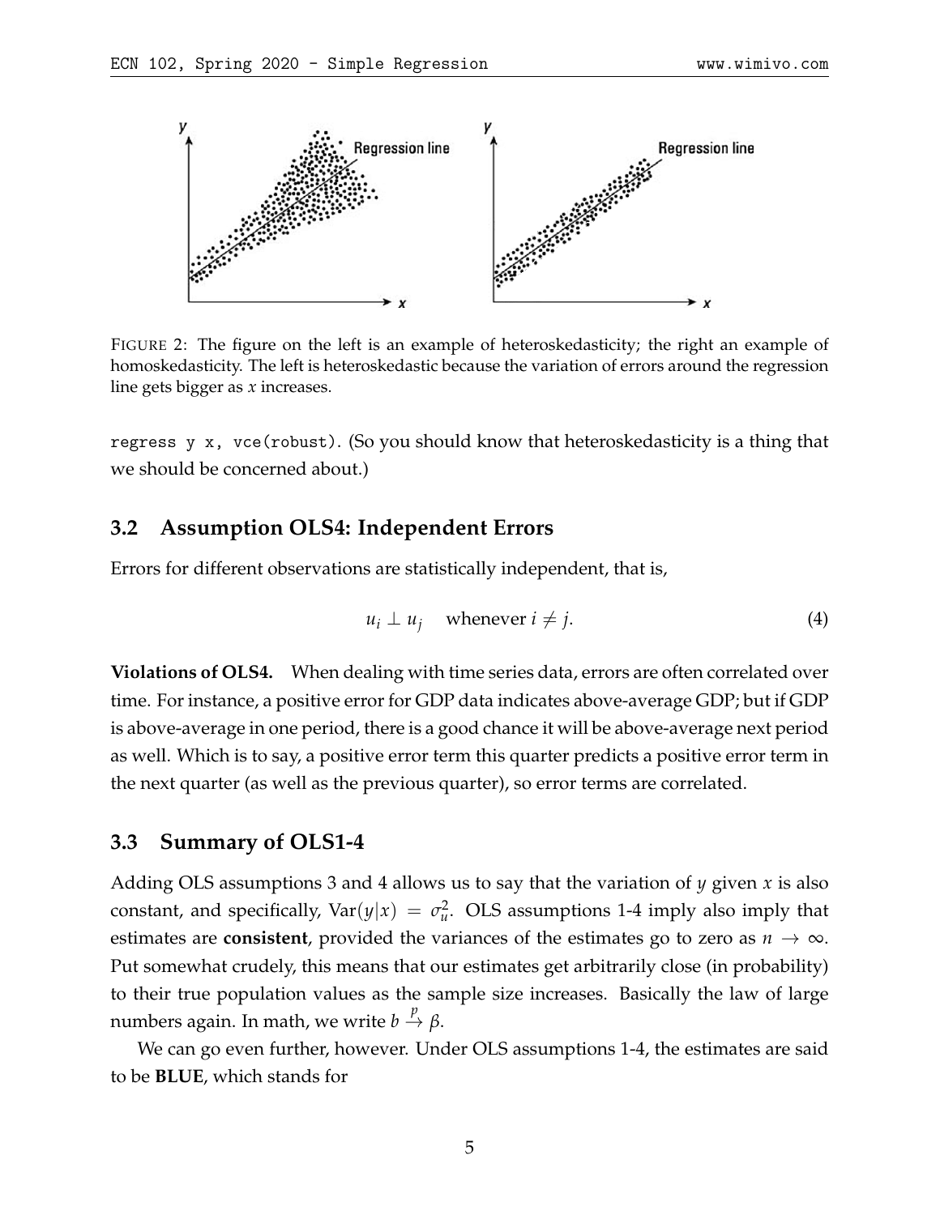FIGURE 2: The figure on the left is an example of heteroskedasticity; the right an example of homoskedasticity. The left is heteroskedastic because the variation of errors around the regression line gets bigger as $x$ increases.

`regress y x, vce(robust)`. (So you should know that heteroskedasticity is a thing that we should be concerned about.)

### 3.2 Assumption OLS4: Independent Errors

Errors for different observations are statistically independent, that is,

$$u_i \perp u_j \quad \text{whenever } i \neq j. \tag{4}$$

**Violations of OLS4.** When dealing with time series data, errors are often correlated over time. For instance, a positive error for GDP data indicates above-average GDP; but if GDP is above-average in one period, there is a good chance it will be above-average next period as well. Which is to say, a positive error term this quarter predicts a positive error term in the next quarter (as well as the previous quarter), so error terms are correlated.

### 3.3 Summary of OLS1-4

Adding OLS assumptions 3 and 4 allows us to say that the variation of $y$ given $x$ is also constant, and specifically, $\text{Var}(y|x) = \sigma_u^2$. OLS assumptions 1-4 imply also imply that estimates are **consistent**, provided the variances of the estimates go to zero as $n \to \infty$. Put somewhat crudely, this means that our estimates get arbitrarily close (in probability) to their true population values as the sample size increases. Basically the law of large numbers again. In math, we write $b \xrightarrow{p} \beta$.

We can go even further, however. Under OLS assumptions 1-4, the estimates are said to be **BLUE**, which stands for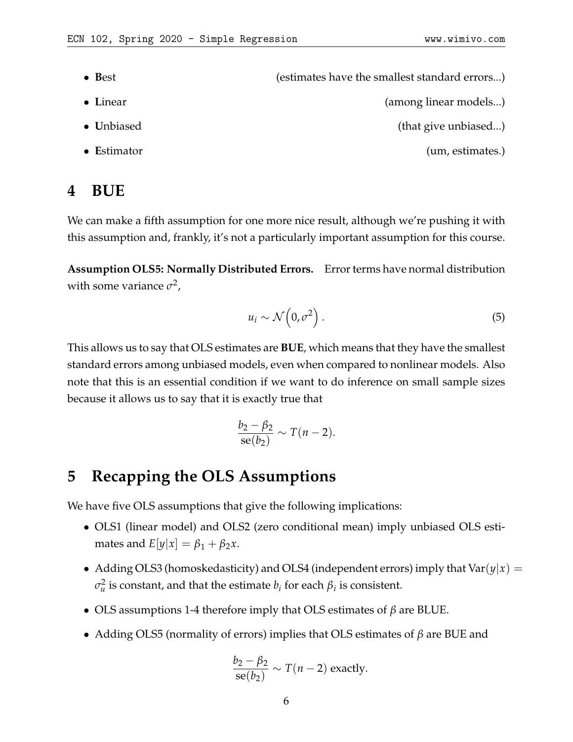- **B**est (estimates have the smallest standard errors...)
- **L**inear (among linear models...)
- **U**nbiased (that give unbiased...)
- **E**stimator (um, estimates.)

# 4 BUE

We can make a fifth assumption for one more nice result, although we're pushing it with this assumption and, frankly, it's not a particularly important assumption for this course.

**Assumption OLS5: Normally Distributed Errors.** Error terms have normal distribution with some variance $\sigma^2$,

$$u_i \sim \mathcal{N}\left(0, \sigma^2\right). \tag{5}$$

This allows us to say that OLS estimates are **BUE**, which means that they have the smallest standard errors among unbiased models, even when compared to nonlinear models. Also note that this is an essential condition if we want to do inference on small sample sizes because it allows us to say that it is exactly true that

$$\frac{b_2 - \beta_2}{\text{se}(b_2)} \sim T(n-2).$$

# 5 Recapping the OLS Assumptions

We have five OLS assumptions that give the following implications:

- OLS1 (linear model) and OLS2 (zero conditional mean) imply unbiased OLS estimates and $E[y|x] = \beta_1 + \beta_2 x$.
- Adding OLS3 (homoskedasticity) and OLS4 (independent errors) imply that $\text{Var}(y|x) = \sigma_u^2$ is constant, and that the estimate $b_i$ for each $\beta_i$ is consistent.
- OLS assumptions 1-4 therefore imply that OLS estimates of $\beta$ are BLUE.
- Adding OLS5 (normality of errors) implies that OLS estimates of $\beta$ are BUE and

$$\frac{b_2 - \beta_2}{\text{se}(b_2)} \sim T(n-2) \text{ exactly.}$$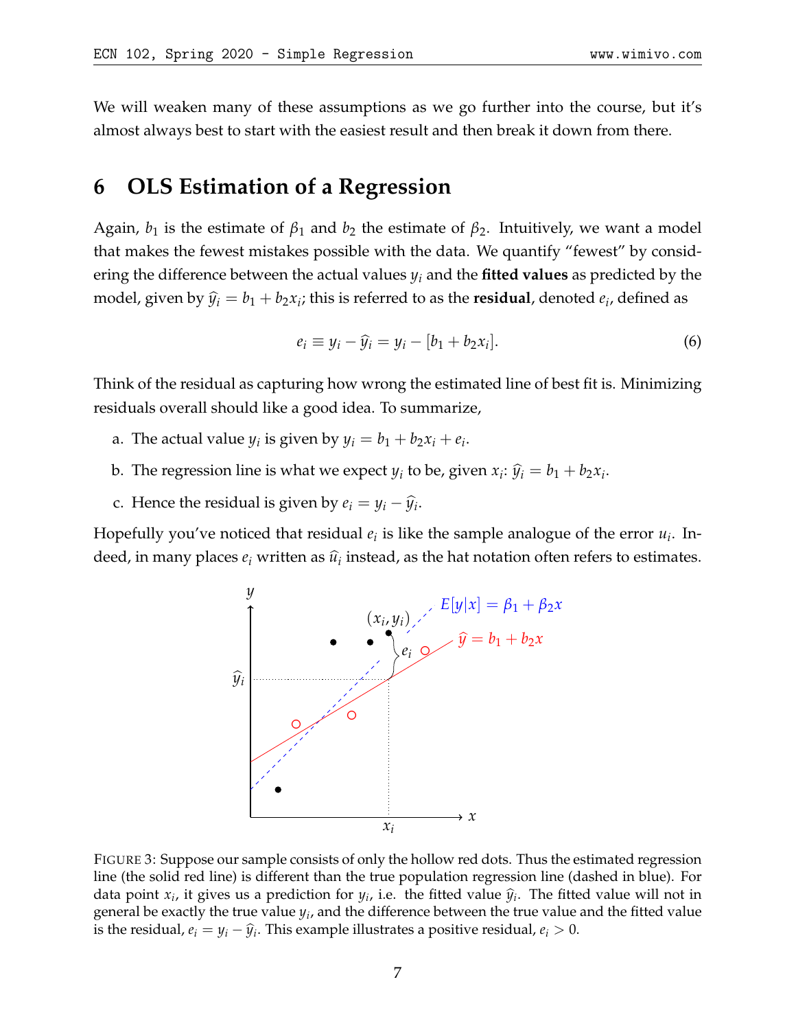We will weaken many of these assumptions as we go further into the course, but it's almost always best to start with the easiest result and then break it down from there.

## 6 OLS Estimation of a Regression

Again, $b_1$ is the estimate of $\beta_1$ and $b_2$ the estimate of $\beta_2$. Intuitively, we want a model that makes the fewest mistakes possible with the data. We quantify "fewest" by considering the difference between the actual values $y_i$ and the **fitted values** as predicted by the model, given by $\widehat{y}_i = b_1 + b_2 x_i$; this is referred to as the **residual**, denoted $e_i$, defined as

$$e_i \equiv y_i - \widehat{y}_i = y_i - [b_1 + b_2 x_i]. \tag{6}$$

Think of the residual as capturing how wrong the estimated line of best fit is. Minimizing residuals overall should like a good idea. To summarize,

a. The actual value $y_i$ is given by $y_i = b_1 + b_2 x_i + e_i$.

b. The regression line is what we expect $y_i$ to be, given $x_i$: $\widehat{y}_i = b_1 + b_2 x_i$.

c. Hence the residual is given by $e_i = y_i - \widehat{y}_i$.

Hopefully you've noticed that residual $e_i$ is like the sample analogue of the error $u_i$. Indeed, in many places $e_i$ written as $\widehat{u}_i$ instead, as the hat notation often refers to estimates.

FIGURE 3: Suppose our sample consists of only the hollow red dots. Thus the estimated regression line (the solid red line) is different than the true population regression line (dashed in blue). For data point $x_i$, it gives us a prediction for $y_i$, i.e. the fitted value $\widehat{y}_i$. The fitted value will not in general be exactly the true value $y_i$, and the difference between the true value and the fitted value is the residual, $e_i = y_i - \widehat{y}_i$. This example illustrates a positive residual, $e_i > 0$.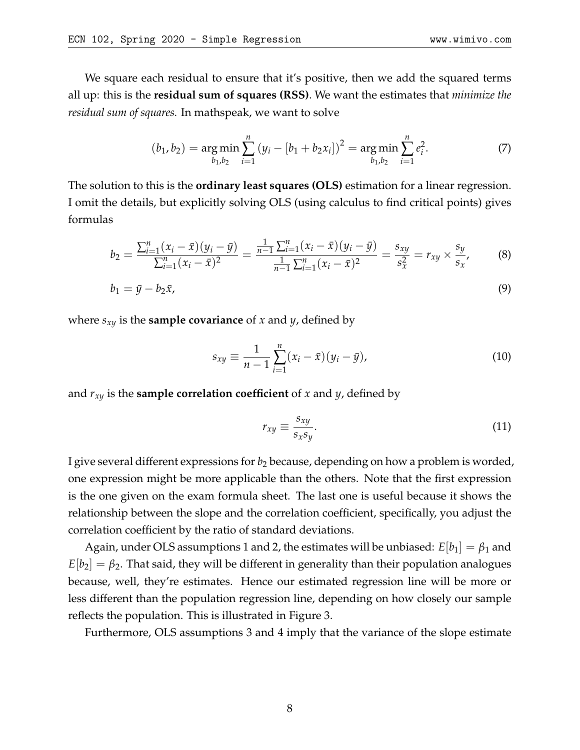We square each residual to ensure that it's positive, then we add the squared terms all up: this is the **residual sum of squares (RSS)**. We want the estimates that *minimize the residual sum of squares.* In mathspeak, we want to solve

$$(b_1, b_2) = \underset{b_1, b_2}{\arg\min} \sum_{i=1}^{n} \left(y_i - [b_1 + b_2 x_i]\right)^2 = \underset{b_1, b_2}{\arg\min} \sum_{i=1}^{n} e_i^2. \tag{7}$$

The solution to this is the **ordinary least squares (OLS)** estimation for a linear regression. I omit the details, but explicitly solving OLS (using calculus to find critical points) gives formulas

$$b_2 = \frac{\sum_{i=1}^{n}(x_i - \bar{x})(y_i - \bar{y})}{\sum_{i=1}^{n}(x_i - \bar{x})^2} = \frac{\frac{1}{n-1}\sum_{i=1}^{n}(x_i - \bar{x})(y_i - \bar{y})}{\frac{1}{n-1}\sum_{i=1}^{n}(x_i - \bar{x})^2} = \frac{s_{xy}}{s_x^2} = r_{xy} \times \frac{s_y}{s_x}, \tag{8}$$

$$b_1 = \bar{y} - b_2 \bar{x}, \tag{9}$$

where $s_{xy}$ is the **sample covariance** of $x$ and $y$, defined by

$$s_{xy} \equiv \frac{1}{n-1} \sum_{i=1}^{n} (x_i - \bar{x})(y_i - \bar{y}), \tag{10}$$

and $r_{xy}$ is the **sample correlation coefficient** of $x$ and $y$, defined by

$$r_{xy} \equiv \frac{s_{xy}}{s_x s_y}. \tag{11}$$

I give several different expressions for $b_2$ because, depending on how a problem is worded, one expression might be more applicable than the others. Note that the first expression is the one given on the exam formula sheet. The last one is useful because it shows the relationship between the slope and the correlation coefficient, specifically, you adjust the correlation coefficient by the ratio of standard deviations.

Again, under OLS assumptions 1 and 2, the estimates will be unbiased: $E[b_1] = \beta_1$ and $E[b_2] = \beta_2$. That said, they will be different in generality than their population analogues because, well, they're estimates. Hence our estimated regression line will be more or less different than the population regression line, depending on how closely our sample reflects the population. This is illustrated in Figure 3.

Furthermore, OLS assumptions 3 and 4 imply that the variance of the slope estimate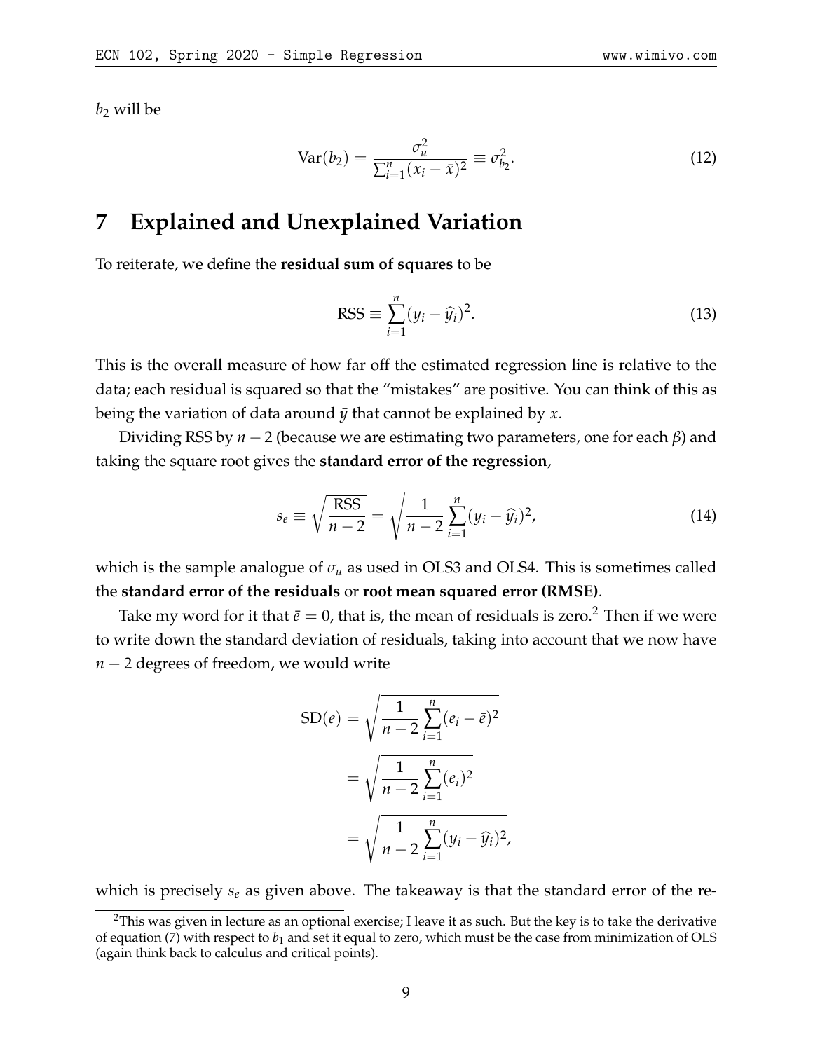$b_2$ will be

$$\text{Var}(b_2) = \frac{\sigma_u^2}{\sum_{i=1}^n (x_i - \bar{x})^2} \equiv \sigma_{b_2}^2. \tag{12}$$

## 7 Explained and Unexplained Variation

To reiterate, we define the **residual sum of squares** to be

$$\text{RSS} \equiv \sum_{i=1}^n (y_i - \widehat{y}_i)^2. \tag{13}$$

This is the overall measure of how far off the estimated regression line is relative to the data; each residual is squared so that the "mistakes" are positive. You can think of this as being the variation of data around $\bar{y}$ that cannot be explained by $x$.

Dividing RSS by $n-2$ (because we are estimating two parameters, one for each $\beta$) and taking the square root gives the **standard error of the regression**,

$$s_e \equiv \sqrt{\frac{\text{RSS}}{n-2}} = \sqrt{\frac{1}{n-2}\sum_{i=1}^n (y_i - \widehat{y}_i)^2}, \tag{14}$$

which is the sample analogue of $\sigma_u$ as used in OLS3 and OLS4. This is sometimes called the **standard error of the residuals** or **root mean squared error (RMSE)**.

Take my word for it that $\bar{e} = 0$, that is, the mean of residuals is zero.[2] Then if we were to write down the standard deviation of residuals, taking into account that we now have $n-2$ degrees of freedom, we would write

$$\begin{aligned}
\text{SD}(e) &= \sqrt{\frac{1}{n-2}\sum_{i=1}^n (e_i - \bar{e})^2} \\
&= \sqrt{\frac{1}{n-2}\sum_{i=1}^n (e_i)^2} \\
&= \sqrt{\frac{1}{n-2}\sum_{i=1}^n (y_i - \widehat{y}_i)^2},
\end{aligned}$$

which is precisely $s_e$ as given above. The takeaway is that the standard error of the re-

[2] This was given in lecture as an optional exercise; I leave it as such. But the key is to take the derivative of equation (7) with respect to $b_1$ and set it equal to zero, which must be the case from minimization of OLS (again think back to calculus and critical points).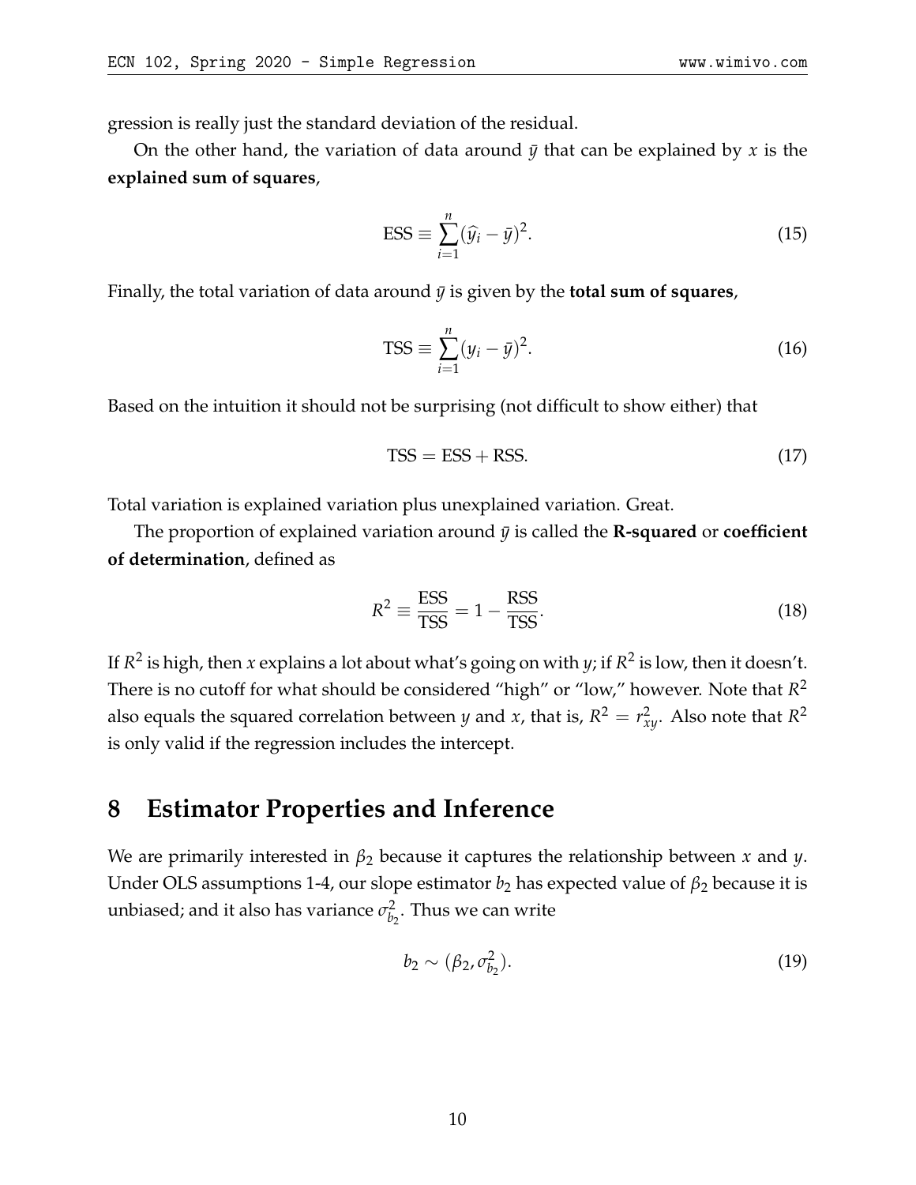gression is really just the standard deviation of the residual.

On the other hand, the variation of data around $\bar{y}$ that can be explained by $x$ is the **explained sum of squares**,

$$\text{ESS} \equiv \sum_{i=1}^{n} (\widehat{y}_i - \bar{y})^2. \tag{15}$$

Finally, the total variation of data around $\bar{y}$ is given by the **total sum of squares**,

$$\text{TSS} \equiv \sum_{i=1}^{n} (y_i - \bar{y})^2. \tag{16}$$

Based on the intuition it should not be surprising (not difficult to show either) that

$$\text{TSS} = \text{ESS} + \text{RSS}. \tag{17}$$

Total variation is explained variation plus unexplained variation. Great.

The proportion of explained variation around $\bar{y}$ is called the **R-squared** or **coefficient of determination**, defined as

$$R^2 \equiv \frac{\text{ESS}}{\text{TSS}} = 1 - \frac{\text{RSS}}{\text{TSS}}. \tag{18}$$

If $R^2$ is high, then $x$ explains a lot about what's going on with $y$; if $R^2$ is low, then it doesn't. There is no cutoff for what should be considered "high" or "low," however. Note that $R^2$ also equals the squared correlation between $y$ and $x$, that is, $R^2 = r_{xy}^2$. Also note that $R^2$ is only valid if the regression includes the intercept.

# 8 Estimator Properties and Inference

We are primarily interested in $\beta_2$ because it captures the relationship between $x$ and $y$. Under OLS assumptions 1-4, our slope estimator $b_2$ has expected value of $\beta_2$ because it is unbiased; and it also has variance $\sigma_{b_2}^2$. Thus we can write

$$b_2 \sim (\beta_2, \sigma_{b_2}^2). \tag{19}$$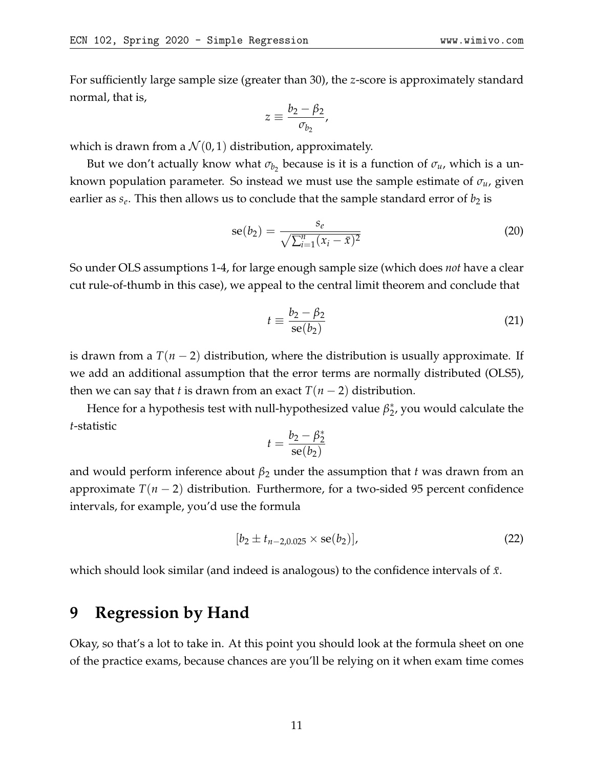For sufficiently large sample size (greater than 30), the $z$-score is approximately standard normal, that is,

$$z \equiv \frac{b_2 - \beta_2}{\sigma_{b_2}},$$

which is drawn from a $\mathcal{N}(0, 1)$ distribution, approximately.

But we don't actually know what $\sigma_{b_2}$ because is it is a function of $\sigma_u$, which is a unknown population parameter. So instead we must use the sample estimate of $\sigma_u$, given earlier as $s_e$. This then allows us to conclude that the sample standard error of $b_2$ is

$$\text{se}(b_2) = \frac{s_e}{\sqrt{\sum_{i=1}^{n}(x_i - \bar{x})^2}} \tag{20}$$

So under OLS assumptions 1-4, for large enough sample size (which does *not* have a clear cut rule-of-thumb in this case), we appeal to the central limit theorem and conclude that

$$t \equiv \frac{b_2 - \beta_2}{\text{se}(b_2)} \tag{21}$$

is drawn from a $T(n-2)$ distribution, where the distribution is usually approximate. If we add an additional assumption that the error terms are normally distributed (OLS5), then we can say that $t$ is drawn from an exact $T(n-2)$ distribution.

Hence for a hypothesis test with null-hypothesized value $\beta_2^*$, you would calculate the $t$-statistic

$$t = \frac{b_2 - \beta_2^*}{\text{se}(b_2)}$$

and would perform inference about $\beta_2$ under the assumption that $t$ was drawn from an approximate $T(n-2)$ distribution. Furthermore, for a two-sided 95 percent confidence intervals, for example, you'd use the formula

$$[b_2 \pm t_{n-2,0.025} \times \text{se}(b_2)], \tag{22}$$

which should look similar (and indeed is analogous) to the confidence intervals of $\bar{x}$.

## 9 Regression by Hand

Okay, so that's a lot to take in. At this point you should look at the formula sheet on one of the practice exams, because chances are you'll be relying on it when exam time comes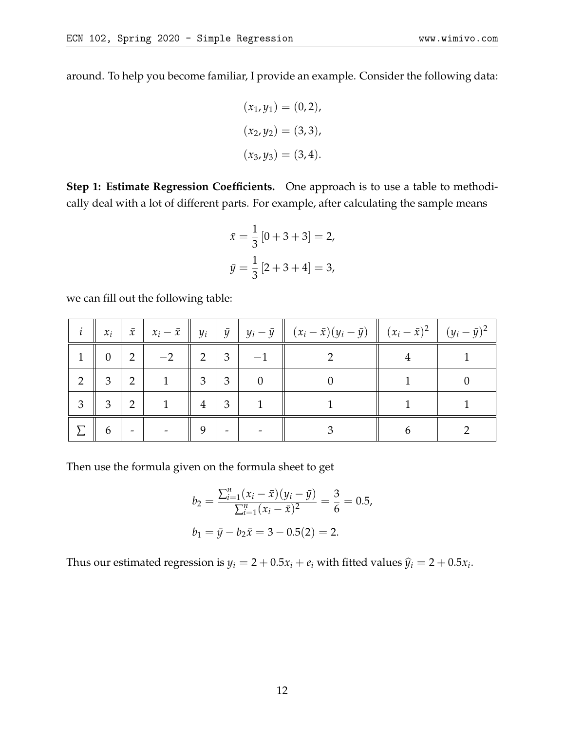around. To help you become familiar, I provide an example. Consider the following data:

$$(x_1, y_1) = (0, 2),$$
$$(x_2, y_2) = (3, 3),$$
$$(x_3, y_3) = (3, 4).$$

**Step 1: Estimate Regression Coefficients.** One approach is to use a table to methodically deal with a lot of different parts. For example, after calculating the sample means

$$\bar{x} = \frac{1}{3}[0 + 3 + 3] = 2,$$
$$\bar{y} = \frac{1}{3}[2 + 3 + 4] = 3,$$

we can fill out the following table:

| $i$ | $x_i$ | $\bar{x}$ | $x_i - \bar{x}$ | $y_i$ | $\bar{y}$ | $y_i - \bar{y}$ | $(x_i - \bar{x})(y_i - \bar{y})$ | $(x_i - \bar{x})^2$ | $(y_i - \bar{y})^2$ |
|---|---|---|---|---|---|---|---|---|---|
| 1 | 0 | 2 | $-2$ | 2 | 3 | $-1$ | 2 | 4 | 1 |
| 2 | 3 | 2 | 1 | 3 | 3 | 0 | 0 | 1 | 0 |
| 3 | 3 | 2 | 1 | 4 | 3 | 1 | 1 | 1 | 1 |
| $\sum$ | 6 | - | - | 9 | - | - | 3 | 6 | 2 |

Then use the formula given on the formula sheet to get

$$b_2 = \frac{\sum_{i=1}^{n}(x_i - \bar{x})(y_i - \bar{y})}{\sum_{i=1}^{n}(x_i - \bar{x})^2} = \frac{3}{6} = 0.5,$$
$$b_1 = \bar{y} - b_2\bar{x} = 3 - 0.5(2) = 2.$$

Thus our estimated regression is $y_i = 2 + 0.5x_i + e_i$ with fitted values $\hat{y}_i = 2 + 0.5x_i$.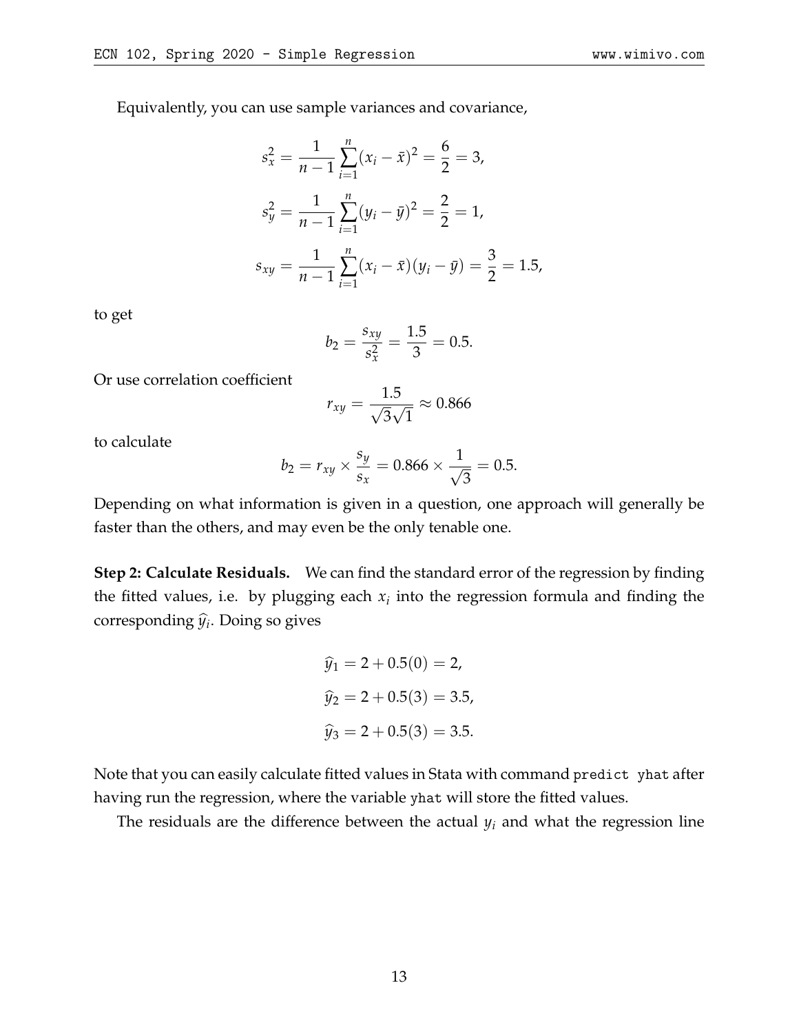Equivalently, you can use sample variances and covariance,

$$s_x^2 = \frac{1}{n-1}\sum_{i=1}^{n}(x_i - \bar{x})^2 = \frac{6}{2} = 3,$$

$$s_y^2 = \frac{1}{n-1}\sum_{i=1}^{n}(y_i - \bar{y})^2 = \frac{2}{2} = 1,$$

$$s_{xy} = \frac{1}{n-1}\sum_{i=1}^{n}(x_i - \bar{x})(y_i - \bar{y}) = \frac{3}{2} = 1.5,$$

to get

$$b_2 = \frac{s_{xy}}{s_x^2} = \frac{1.5}{3} = 0.5.$$

Or use correlation coefficient

$$r_{xy} = \frac{1.5}{\sqrt{3}\sqrt{1}} \approx 0.866$$

to calculate

$$b_2 = r_{xy} \times \frac{s_y}{s_x} = 0.866 \times \frac{1}{\sqrt{3}} = 0.5.$$

Depending on what information is given in a question, one approach will generally be faster than the others, and may even be the only tenable one.

**Step 2: Calculate Residuals.** We can find the standard error of the regression by finding the fitted values, i.e. by plugging each $x_i$ into the regression formula and finding the corresponding $\widehat{y}_i$. Doing so gives

$$\widehat{y}_1 = 2 + 0.5(0) = 2,$$

$$\widehat{y}_2 = 2 + 0.5(3) = 3.5,$$

$$\widehat{y}_3 = 2 + 0.5(3) = 3.5.$$

Note that you can easily calculate fitted values in Stata with command `predict yhat` after having run the regression, where the variable `yhat` will store the fitted values.

The residuals are the difference between the actual $y_i$ and what the regression line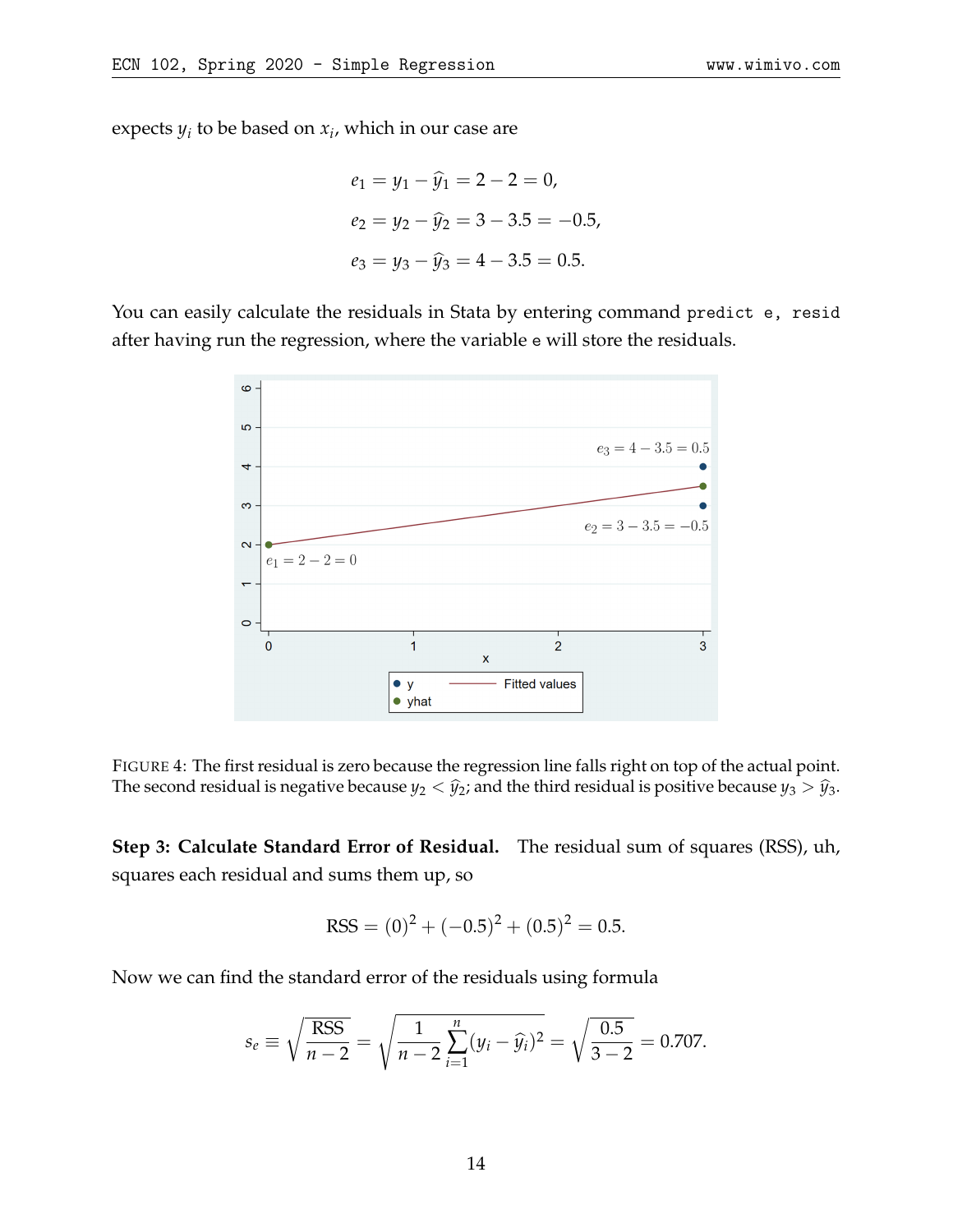expects $y_i$ to be based on $x_i$, which in our case are

$$e_1 = y_1 - \widehat{y}_1 = 2 - 2 = 0,$$
$$e_2 = y_2 - \widehat{y}_2 = 3 - 3.5 = -0.5,$$
$$e_3 = y_3 - \widehat{y}_3 = 4 - 3.5 = 0.5.$$

You can easily calculate the residuals in Stata by entering command `predict e, resid` after having run the regression, where the variable `e` will store the residuals.

FIGURE 4: The first residual is zero because the regression line falls right on top of the actual point. The second residual is negative because $y_2 < \widehat{y}_2$; and the third residual is positive because $y_3 > \widehat{y}_3$.

**Step 3: Calculate Standard Error of Residual.** The residual sum of squares (RSS), uh, squares each residual and sums them up, so

$$\text{RSS} = (0)^2 + (-0.5)^2 + (0.5)^2 = 0.5.$$

Now we can find the standard error of the residuals using formula

$$s_e \equiv \sqrt{\frac{\text{RSS}}{n-2}} = \sqrt{\frac{1}{n-2}\sum_{i=1}^{n}(y_i - \widehat{y}_i)^2} = \sqrt{\frac{0.5}{3-2}} = 0.707.$$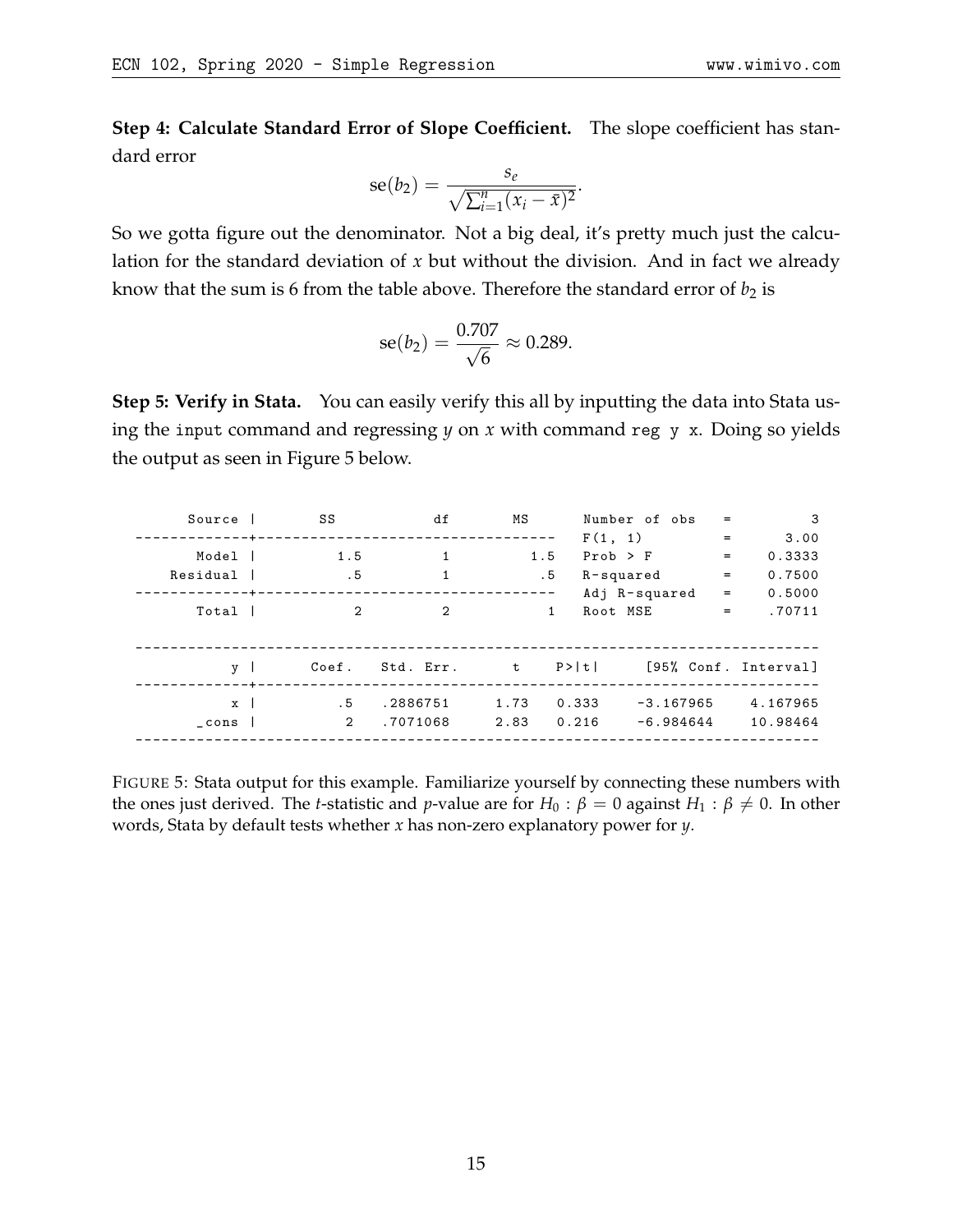**Step 4: Calculate Standard Error of Slope Coefficient.** The slope coefficient has standard error

$$\text{se}(b_2) = \frac{s_e}{\sqrt{\sum_{i=1}^{n}(x_i - \bar{x})^2}}.$$

So we gotta figure out the denominator. Not a big deal, it's pretty much just the calculation for the standard deviation of $x$ but without the division. And in fact we already know that the sum is 6 from the table above. Therefore the standard error of $b_2$ is

$$\text{se}(b_2) = \frac{0.707}{\sqrt{6}} \approx 0.289.$$

**Step 5: Verify in Stata.** You can easily verify this all by inputting the data into Stata using the `input` command and regressing $y$ on $x$ with command `reg y x`. Doing so yields the output as seen in Figure 5 below.

```
      Source |       SS           df       MS      Number of obs   =         3
-------------+----------------------------------   F(1, 1)         =      3.00
       Model |         1.5         1         1.5   Prob > F        =    0.3333
    Residual |          .5         1          .5   R-squared       =    0.7500
-------------+----------------------------------   Adj R-squared   =    0.5000
       Total |           2         2           1   Root MSE        =    .70711

------------------------------------------------------------------------------
           y |      Coef.   Std. Err.      t    P>|t|     [95% Conf. Interval]
-------------+----------------------------------------------------------------
           x |         .5   .2886751     1.73   0.333    -3.167965    4.167965
       _cons |          2   .7071068     2.83   0.216    -6.984644    10.98464
------------------------------------------------------------------------------
```

FIGURE 5: Stata output for this example. Familiarize yourself by connecting these numbers with the ones just derived. The $t$-statistic and $p$-value are for $H_0 : \beta = 0$ against $H_1 : \beta \neq 0$. In other words, Stata by default tests whether $x$ has non-zero explanatory power for $y$.